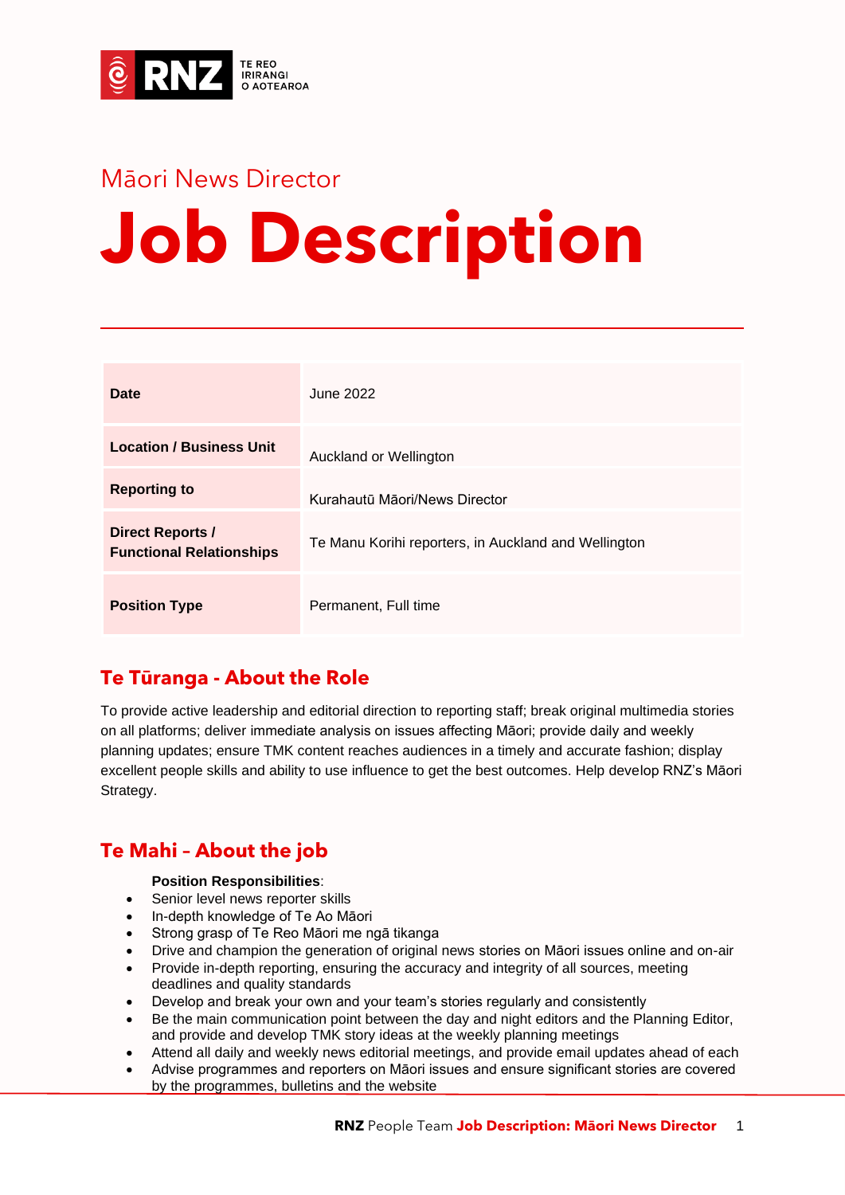Māori News Director

# Job Description

| Date | June 2022 |
|---|---|
| Location / Business Unit | Auckland or Wellington |
| Reporting to | Kurahautū Māori/News Director |
| Direct Reports / Functional Relationships | Te Manu Korihi reporters, in Auckland and Wellington |
| Position Type | Permanent, Full time |

## Te Tūranga - About the Role

To provide active leadership and editorial direction to reporting staff; break original multimedia stories on all platforms; deliver immediate analysis on issues affecting Māori; provide daily and weekly planning updates; ensure TMK content reaches audiences in a timely and accurate fashion; display excellent people skills and ability to use influence to get the best outcomes. Help develop RNZ's Māori Strategy.

## Te Mahi – About the job

**Position Responsibilities**:

- Senior level news reporter skills
- In-depth knowledge of Te Ao Māori
- Strong grasp of Te Reo Māori me ngā tikanga
- Drive and champion the generation of original news stories on Māori issues online and on-air
- Provide in-depth reporting, ensuring the accuracy and integrity of all sources, meeting deadlines and quality standards
- Develop and break your own and your team's stories regularly and consistently
- Be the main communication point between the day and night editors and the Planning Editor, and provide and develop TMK story ideas at the weekly planning meetings
- Attend all daily and weekly news editorial meetings, and provide email updates ahead of each
- Advise programmes and reporters on Māori issues and ensure significant stories are covered by the programmes, bulletins and the website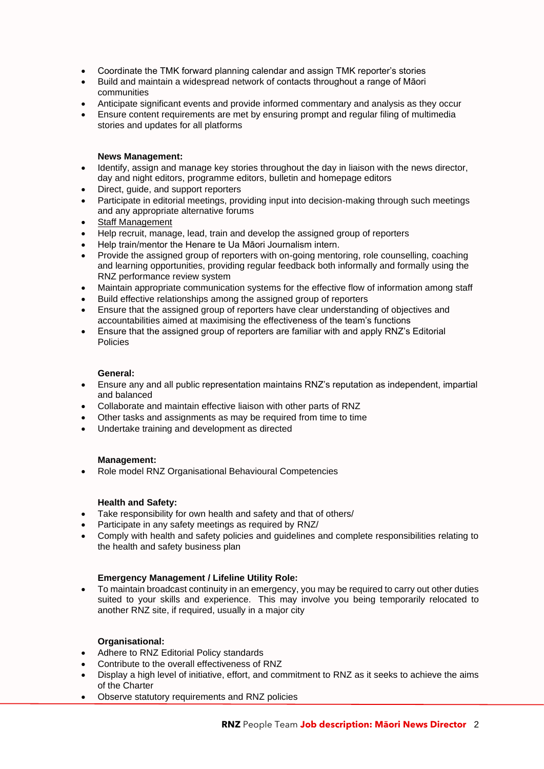- Coordinate the TMK forward planning calendar and assign TMK reporter's stories
- Build and maintain a widespread network of contacts throughout a range of Māori communities
- Anticipate significant events and provide informed commentary and analysis as they occur
- Ensure content requirements are met by ensuring prompt and regular filing of multimedia stories and updates for all platforms

**News Management:**

- Identify, assign and manage key stories throughout the day in liaison with the news director, day and night editors, programme editors, bulletin and homepage editors
- Direct, guide, and support reporters
- Participate in editorial meetings, providing input into decision-making through such meetings and any appropriate alternative forums
- Staff Management
- Help recruit, manage, lead, train and develop the assigned group of reporters
- Help train/mentor the Henare te Ua Māori Journalism intern.
- Provide the assigned group of reporters with on-going mentoring, role counselling, coaching and learning opportunities, providing regular feedback both informally and formally using the RNZ performance review system
- Maintain appropriate communication systems for the effective flow of information among staff
- Build effective relationships among the assigned group of reporters
- Ensure that the assigned group of reporters have clear understanding of objectives and accountabilities aimed at maximising the effectiveness of the team's functions
- Ensure that the assigned group of reporters are familiar with and apply RNZ's Editorial Policies

**General:**

- Ensure any and all public representation maintains RNZ's reputation as independent, impartial and balanced
- Collaborate and maintain effective liaison with other parts of RNZ
- Other tasks and assignments as may be required from time to time
- Undertake training and development as directed

**Management:**

- Role model RNZ Organisational Behavioural Competencies

**Health and Safety:**

- Take responsibility for own health and safety and that of others/
- Participate in any safety meetings as required by RNZ/
- Comply with health and safety policies and guidelines and complete responsibilities relating to the health and safety business plan

**Emergency Management / Lifeline Utility Role:**

- To maintain broadcast continuity in an emergency, you may be required to carry out other duties suited to your skills and experience. This may involve you being temporarily relocated to another RNZ site, if required, usually in a major city

**Organisational:**

- Adhere to RNZ Editorial Policy standards
- Contribute to the overall effectiveness of RNZ
- Display a high level of initiative, effort, and commitment to RNZ as it seeks to achieve the aims of the Charter
- Observe statutory requirements and RNZ policies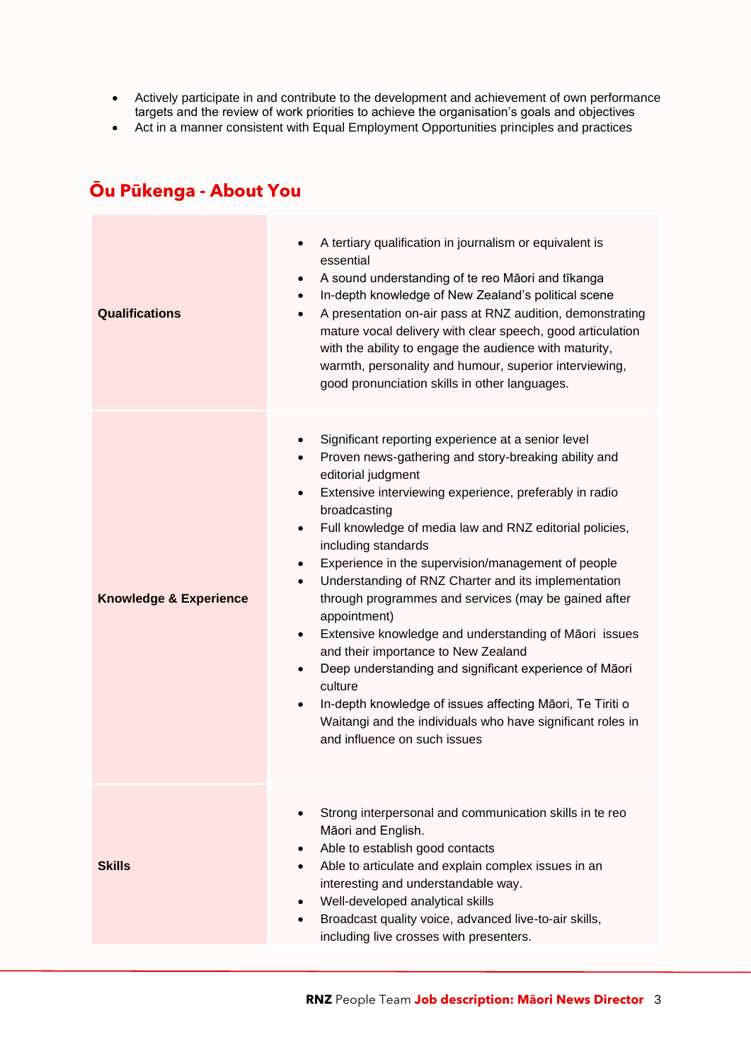- Actively participate in and contribute to the development and achievement of own performance targets and the review of work priorities to achieve the organisation's goals and objectives
- Act in a manner consistent with Equal Employment Opportunities principles and practices

## Ōu Pūkenga - About You

| | |
|---|---|
| **Qualifications** | • A tertiary qualification in journalism or equivalent is essential<br>• A sound understanding of te reo Māori and tīkanga<br>• In-depth knowledge of New Zealand's political scene<br>• A presentation on-air pass at RNZ audition, demonstrating mature vocal delivery with clear speech, good articulation with the ability to engage the audience with maturity, warmth, personality and humour, superior interviewing, good pronunciation skills in other languages. |
| **Knowledge & Experience** | • Significant reporting experience at a senior level<br>• Proven news-gathering and story-breaking ability and editorial judgment<br>• Extensive interviewing experience, preferably in radio broadcasting<br>• Full knowledge of media law and RNZ editorial policies, including standards<br>• Experience in the supervision/management of people<br>• Understanding of RNZ Charter and its implementation through programmes and services (may be gained after appointment)<br>• Extensive knowledge and understanding of Māori issues and their importance to New Zealand<br>• Deep understanding and significant experience of Māori culture<br>• In-depth knowledge of issues affecting Māori, Te Tiriti o Waitangi and the individuals who have significant roles in and influence on such issues |
| **Skills** | • Strong interpersonal and communication skills in te reo Māori and English.<br>• Able to establish good contacts<br>• Able to articulate and explain complex issues in an interesting and understandable way.<br>• Well-developed analytical skills<br>• Broadcast quality voice, advanced live-to-air skills, including live crosses with presenters. |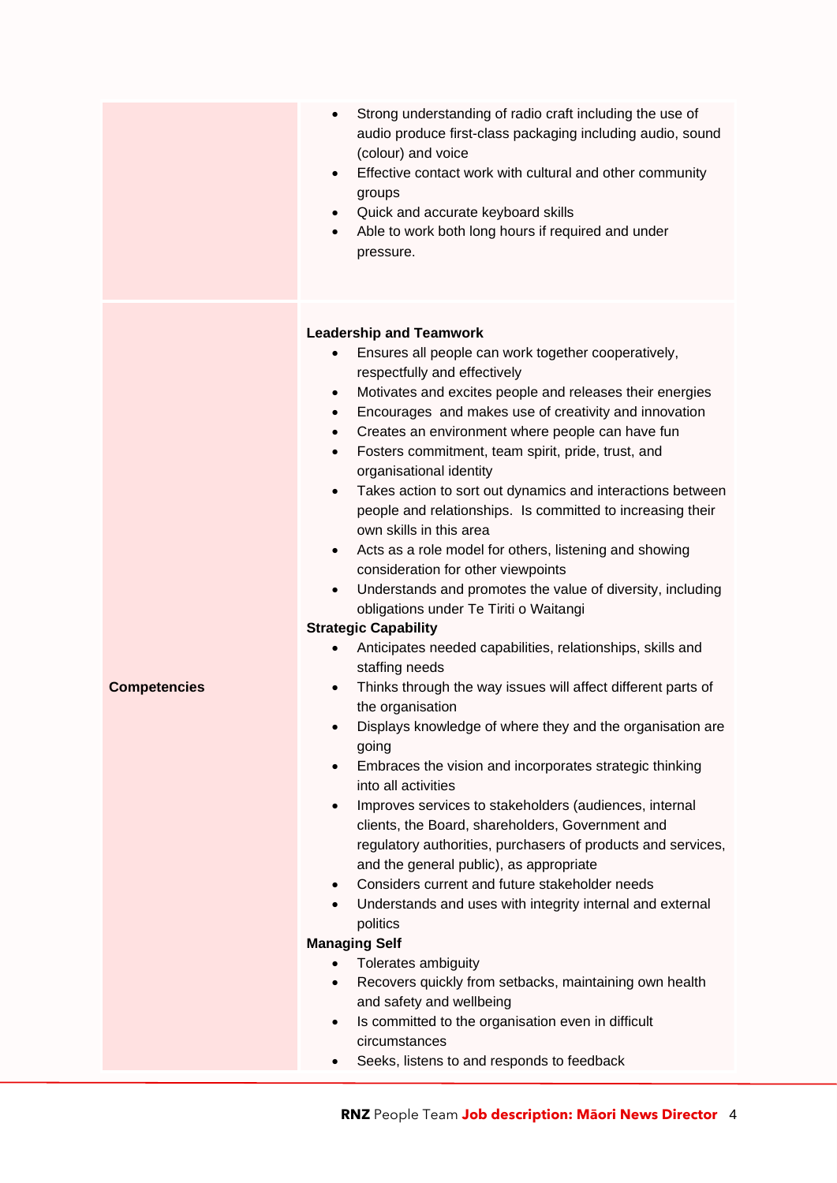| | |
|---|---|
| | • Strong understanding of radio craft including the use of audio produce first-class packaging including audio, sound (colour) and voice<br>• Effective contact work with cultural and other community groups<br>• Quick and accurate keyboard skills<br>• Able to work both long hours if required and under pressure. |
| **Competencies** | **Leadership and Teamwork**<br>• Ensures all people can work together cooperatively, respectfully and effectively<br>• Motivates and excites people and releases their energies<br>• Encourages and makes use of creativity and innovation<br>• Creates an environment where people can have fun<br>• Fosters commitment, team spirit, pride, trust, and organisational identity<br>• Takes action to sort out dynamics and interactions between people and relationships. Is committed to increasing their own skills in this area<br>• Acts as a role model for others, listening and showing consideration for other viewpoints<br>• Understands and promotes the value of diversity, including obligations under Te Tiriti o Waitangi<br>**Strategic Capability**<br>• Anticipates needed capabilities, relationships, skills and staffing needs<br>• Thinks through the way issues will affect different parts of the organisation<br>• Displays knowledge of where they and the organisation are going<br>• Embraces the vision and incorporates strategic thinking into all activities<br>• Improves services to stakeholders (audiences, internal clients, the Board, shareholders, Government and regulatory authorities, purchasers of products and services, and the general public), as appropriate<br>• Considers current and future stakeholder needs<br>• Understands and uses with integrity internal and external politics<br>**Managing Self**<br>• Tolerates ambiguity<br>• Recovers quickly from setbacks, maintaining own health and safety and wellbeing<br>• Is committed to the organisation even in difficult circumstances<br>• Seeks, listens to and responds to feedback |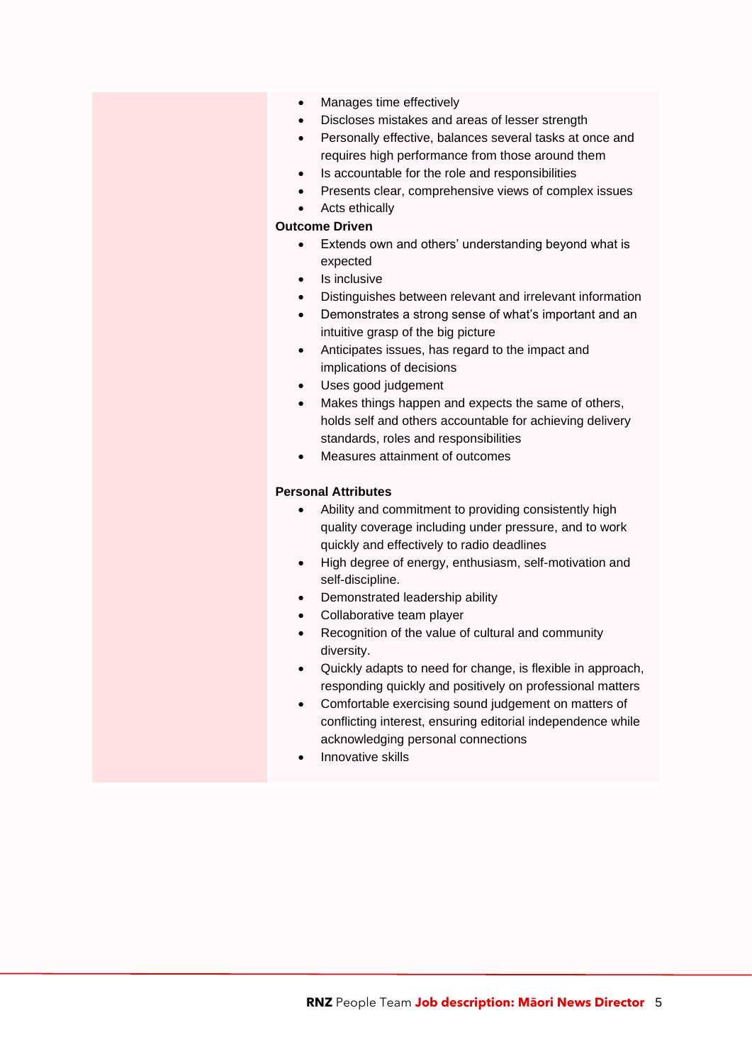- Manages time effectively
- Discloses mistakes and areas of lesser strength
- Personally effective, balances several tasks at once and requires high performance from those around them
- Is accountable for the role and responsibilities
- Presents clear, comprehensive views of complex issues
- Acts ethically

**Outcome Driven**

- Extends own and others' understanding beyond what is expected
- Is inclusive
- Distinguishes between relevant and irrelevant information
- Demonstrates a strong sense of what's important and an intuitive grasp of the big picture
- Anticipates issues, has regard to the impact and implications of decisions
- Uses good judgement
- Makes things happen and expects the same of others, holds self and others accountable for achieving delivery standards, roles and responsibilities
- Measures attainment of outcomes

**Personal Attributes**

- Ability and commitment to providing consistently high quality coverage including under pressure, and to work quickly and effectively to radio deadlines
- High degree of energy, enthusiasm, self-motivation and self-discipline.
- Demonstrated leadership ability
- Collaborative team player
- Recognition of the value of cultural and community diversity.
- Quickly adapts to need for change, is flexible in approach, responding quickly and positively on professional matters
- Comfortable exercising sound judgement on matters of conflicting interest, ensuring editorial independence while acknowledging personal connections
- Innovative skills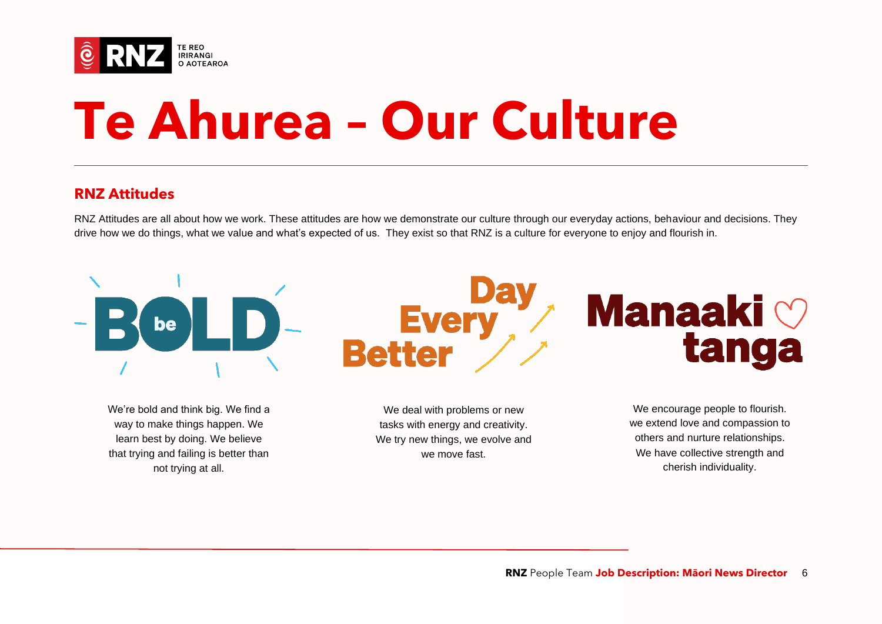# Te Ahurea – Our Culture

## RNZ Attitudes

RNZ Attitudes are all about how we work. These attitudes are how we demonstrate our culture through our everyday actions, behaviour and decisions. They drive how we do things, what we value and what's expected of us. They exist so that RNZ is a culture for everyone to enjoy and flourish in.

### be BOLD

We're bold and think big. We find a way to make things happen. We learn best by doing. We believe that trying and failing is better than not trying at all.

### Better Every Day

We deal with problems or new tasks with energy and creativity. We try new things, we evolve and we move fast.

### Manaakitanga

We encourage people to flourish. we extend love and compassion to others and nurture relationships. We have collective strength and cherish individuality.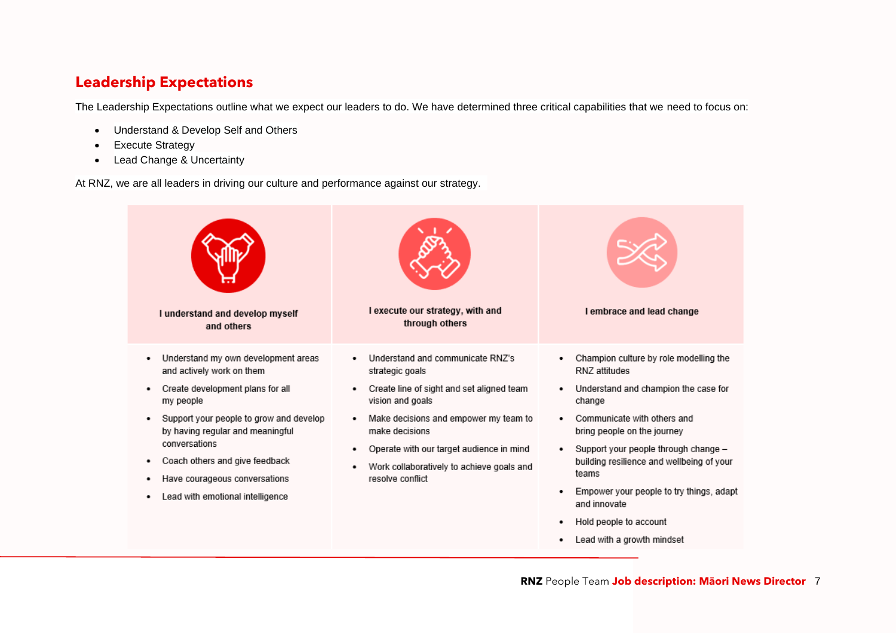## Leadership Expectations

The Leadership Expectations outline what we expect our leaders to do. We have determined three critical capabilities that we need to focus on:

- Understand & Develop Self and Others
- Execute Strategy
- Lead Change & Uncertainty

At RNZ, we are all leaders in driving our culture and performance against our strategy.

| I understand and develop myself and others | I execute our strategy, with and through others | I embrace and lead change |
|---|---|---|
| • Understand my own development areas and actively work on them<br>• Create development plans for all my people<br>• Support your people to grow and develop by having regular and meaningful conversations<br>• Coach others and give feedback<br>• Have courageous conversations<br>• Lead with emotional intelligence | • Understand and communicate RNZ's strategic goals<br>• Create line of sight and set aligned team vision and goals<br>• Make decisions and empower my team to make decisions<br>• Operate with our target audience in mind<br>• Work collaboratively to achieve goals and resolve conflict | • Champion culture by role modelling the RNZ attitudes<br>• Understand and champion the case for change<br>• Communicate with others and bring people on the journey<br>• Support your people through change – building resilience and wellbeing of your teams<br>• Empower your people to try things, adapt and innovate<br>• Hold people to account<br>• Lead with a growth mindset |